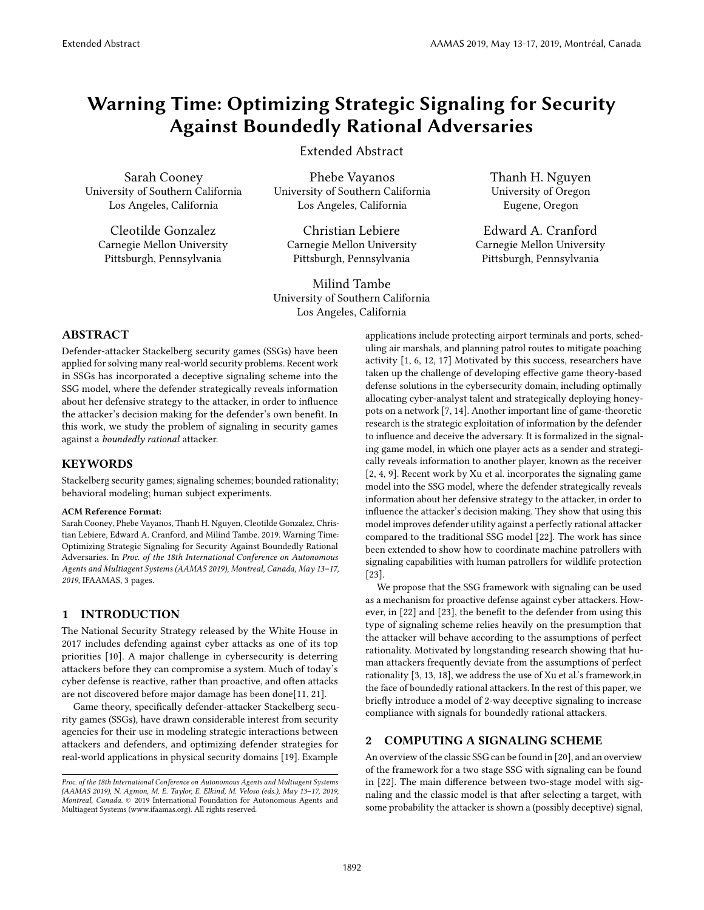# Warning Time: Optimizing Strategic Signaling for Security Against Boundedly Rational Adversaries

Extended Abstract

Sarah Cooney
University of Southern California
Los Angeles, California

Phebe Vayanos
University of Southern California
Los Angeles, California

Thanh H. Nguyen
University of Oregon
Eugene, Oregon

Cleotilde Gonzalez
Carnegie Mellon University
Pittsburgh, Pennsylvania

Christian Lebiere
Carnegie Mellon University
Pittsburgh, Pennsylvania

Edward A. Cranford
Carnegie Mellon University
Pittsburgh, Pennsylvania

Milind Tambe
University of Southern California
Los Angeles, California

## ABSTRACT

Defender-attacker Stackelberg security games (SSGs) have been applied for solving many real-world security problems. Recent work in SSGs has incorporated a deceptive signaling scheme into the SSG model, where the defender strategically reveals information about her defensive strategy to the attacker, in order to influence the attacker's decision making for the defender's own benefit. In this work, we study the problem of signaling in security games against a *boundedly rational* attacker.

## KEYWORDS

Stackelberg security games; signaling schemes; bounded rationality; behavioral modeling; human subject experiments.

**ACM Reference Format:**
Sarah Cooney, Phebe Vayanos, Thanh H. Nguyen, Cleotilde Gonzalez, Christian Lebiere, Edward A. Cranford, and Milind Tambe. 2019. Warning Time: Optimizing Strategic Signaling for Security Against Boundedly Rational Adversaries. In *Proc. of the 18th International Conference on Autonomous Agents and Multiagent Systems (AAMAS 2019), Montreal, Canada, May 13–17, 2019,* IFAAMAS, 3 pages.

## 1 INTRODUCTION

The National Security Strategy released by the White House in 2017 includes defending against cyber attacks as one of its top priorities [10]. A major challenge in cybersecurity is deterring attackers before they can compromise a system. Much of today's cyber defense is reactive, rather than proactive, and often attacks are not discovered before major damage has been done[11, 21].

Game theory, specifically defender-attacker Stackelberg security games (SSGs), have drawn considerable interest from security agencies for their use in modeling strategic interactions between attackers and defenders, and optimizing defender strategies for real-world applications in physical security domains [19]. Example applications include protecting airport terminals and ports, scheduling air marshals, and planning patrol routes to mitigate poaching activity [1, 6, 12, 17] Motivated by this success, researchers have taken up the challenge of developing effective game theory-based defense solutions in the cybersecurity domain, including optimally allocating cyber-analyst talent and strategically deploying honeypots on a network [7, 14]. Another important line of game-theoretic research is the strategic exploitation of information by the defender to influence and deceive the adversary. It is formalized in the signaling game model, in which one player acts as a sender and strategically reveals information to another player, known as the receiver [2, 4, 9]. Recent work by Xu et al. incorporates the signaling game model into the SSG model, where the defender strategically reveals information about her defensive strategy to the attacker, in order to influence the attacker's decision making. They show that using this model improves defender utility against a perfectly rational attacker compared to the traditional SSG model [22]. The work has since been extended to show how to coordinate machine patrollers with signaling capabilities with human patrollers for wildlife protection [23].

We propose that the SSG framework with signaling can be used as a mechanism for proactive defense against cyber attackers. However, in [22] and [23], the benefit to the defender from using this type of signaling scheme relies heavily on the presumption that the attacker will behave according to the assumptions of perfect rationality. Motivated by longstanding research showing that human attackers frequently deviate from the assumptions of perfect rationality [3, 13, 18], we address the use of Xu et al.'s framework,in the face of boundedly rational attackers. In the rest of this paper, we briefly introduce a model of 2-way deceptive signaling to increase compliance with signals for boundedly rational attackers.

## 2 COMPUTING A SIGNALING SCHEME

An overview of the classic SSG can be found in [20], and an overview of the framework for a two stage SSG with signaling can be found in [22]. The main difference between two-stage model with signaling and the classic model is that after selecting a target, with some probability the attacker is shown a (possibly deceptive) signal,

*Proc. of the 18th International Conference on Autonomous Agents and Multiagent Systems (AAMAS 2019), N. Agmon, M. E. Taylor, E. Elkind, M. Veloso (eds.), May 13–17, 2019, Montreal, Canada.* © 2019 International Foundation for Autonomous Agents and Multiagent Systems (www.ifaamas.org). All rights reserved.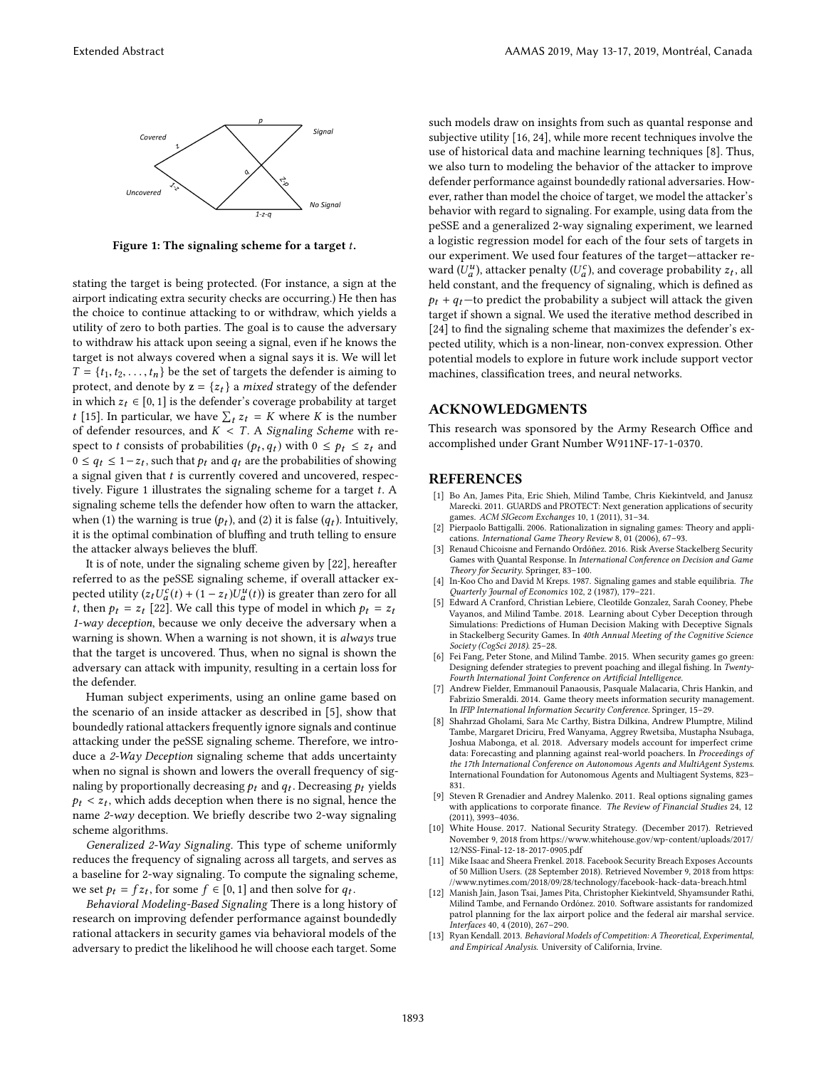Figure 1: The signaling scheme for a target $t$.

stating the target is being protected. (For instance, a sign at the airport indicating extra security checks are occurring.) He then has the choice to continue attacking to or withdraw, which yields a utility of zero to both parties. The goal is to cause the adversary to withdraw his attack upon seeing a signal, even if he knows the target is not always covered when a signal says it is. We will let $T = \{t_1, t_2, \ldots, t_n\}$ be the set of targets the defender is aiming to protect, and denote by $\mathbf{z} = \{z_t\}$ a *mixed* strategy of the defender in which $z_t \in [0, 1]$ is the defender's coverage probability at target $t$ [15]. In particular, we have $\sum_t z_t = K$ where $K$ is the number of defender resources, and $K < T$. A *Signaling Scheme* with respect to $t$ consists of probabilities $(p_t, q_t)$ with $0 \leq p_t \leq z_t$ and $0 \leq q_t \leq 1 - z_t$, such that $p_t$ and $q_t$ are the probabilities of showing a signal given that $t$ is currently covered and uncovered, respectively. Figure 1 illustrates the signaling scheme for a target $t$. A signaling scheme tells the defender how often to warn the attacker, when (1) the warning is true ($p_t$), and (2) it is false ($q_t$). Intuitively, it is the optimal combination of bluffing and truth telling to ensure the attacker always believes the bluff.

It is of note, under the signaling scheme given by [22], hereafter referred to as the peSSE signaling scheme, if overall attacker expected utility $(z_t U_a^c(t) + (1 - z_t) U_a^u(t))$ is greater than zero for all $t$, then $p_t = z_t$ [22]. We call this type of model in which $p_t = z_t$ *1-way deception*, because we only deceive the adversary when a warning is shown. When a warning is not shown, it is *always* true that the target is uncovered. Thus, when no signal is shown the adversary can attack with impunity, resulting in a certain loss for the defender.

Human subject experiments, using an online game based on the scenario of an inside attacker as described in [5], show that boundedly rational attackers frequently ignore signals and continue attacking under the peSSE signaling scheme. Therefore, we introduce a *2-Way Deception* signaling scheme that adds uncertainty when no signal is shown and lowers the overall frequency of signaling by proportionally decreasing $p_t$ and $q_t$. Decreasing $p_t$ yields $p_t < z_t$, which adds deception when there is no signal, hence the name *2-way* deception. We briefly describe two 2-way signaling scheme algorithms.

*Generalized 2-Way Signaling.* This type of scheme uniformly reduces the frequency of signaling across all targets, and serves as a baseline for 2-way signaling. To compute the signaling scheme, we set $p_t = f z_t$, for some $f \in [0, 1]$ and then solve for $q_t$.

*Behavioral Modeling-Based Signaling* There is a long history of research on improving defender performance against boundedly rational attackers in security games via behavioral models of the adversary to predict the likelihood he will choose each target. Some such models draw on insights from such as quantal response and subjective utility [16, 24], while more recent techniques involve the use of historical data and machine learning techniques [8]. Thus, we also turn to modeling the behavior of the attacker to improve defender performance against boundedly rational adversaries. However, rather than model the choice of target, we model the attacker's behavior with regard to signaling. For example, using data from the peSSE and a generalized 2-way signaling experiment, we learned a logistic regression model for each of the four sets of targets in our experiment. We used four features of the target—attacker reward ($U_a^u$), attacker penalty ($U_a^c$), and coverage probability $z_t$, all held constant, and the frequency of signaling, which is defined as $p_t + q_t$—to predict the probability a subject will attack the given target if shown a signal. We used the iterative method described in [24] to find the signaling scheme that maximizes the defender's expected utility, which is a non-linear, non-convex expression. Other potential models to explore in future work include support vector machines, classification trees, and neural networks.

## ACKNOWLEDGMENTS

This research was sponsored by the Army Research Office and accomplished under Grant Number W911NF-17-1-0370.

## REFERENCES

[1] Bo An, James Pita, Eric Shieh, Milind Tambe, Chris Kiekintveld, and Janusz Marecki. 2011. GUARDS and PROTECT: Next generation applications of security games. *ACM SIGecom Exchanges* 10, 1 (2011), 31–34.

[2] Pierpaolo Battigalli. 2006. Rationalization in signaling games: Theory and applications. *International Game Theory Review* 8, 01 (2006), 67–93.

[3] Renaud Chicoisne and Fernando Ordóñez. 2016. Risk Averse Stackelberg Security Games with Quantal Response. In *International Conference on Decision and Game Theory for Security*. Springer, 83–100.

[4] In-Koo Cho and David M Kreps. 1987. Signaling games and stable equilibria. *The Quarterly Journal of Economics* 102, 2 (1987), 179–221.

[5] Edward A Cranford, Christian Lebiere, Cleotilde Gonzalez, Sarah Cooney, Phebe Vayanos, and Milind Tambe. 2018. Learning about Cyber Deception through Simulations: Predictions of Human Decision Making with Deceptive Signals in Stackelberg Security Games. In *40th Annual Meeting of the Cognitive Science Society (CogSci 2018)*. 25–28.

[6] Fei Fang, Peter Stone, and Milind Tambe. 2015. When security games go green: Designing defender strategies to prevent poaching and illegal fishing. In *Twenty-Fourth International Joint Conference on Artificial Intelligence*.

[7] Andrew Fielder, Emmanouil Panaousis, Pasquale Malacaria, Chris Hankin, and Fabrizio Smeraldi. 2014. Game theory meets information security management. In *IFIP International Information Security Conference*. Springer, 15–29.

[8] Shahrzad Gholami, Sara Mc Carthy, Bistra Dilkina, Andrew Plumptre, Milind Tambe, Margaret Driciru, Fred Wanyama, Aggrey Rwetsiba, Mustapha Nsubaga, Joshua Mabonga, et al. 2018. Adversary models account for imperfect crime data: Forecasting and planning against real-world poachers. In *Proceedings of the 17th International Conference on Autonomous Agents and MultiAgent Systems*. International Foundation for Autonomous Agents and Multiagent Systems, 823–831.

[9] Steven R Grenadier and Andrey Malenko. 2011. Real options signaling games with applications to corporate finance. *The Review of Financial Studies* 24, 12 (2011), 3993–4036.

[10] White House. 2017. National Security Strategy. (December 2017). Retrieved November 9, 2018 from https://www.whitehouse.gov/wp-content/uploads/2017/12/NSS-Final-12-18-2017-0905.pdf

[11] Mike Isaac and Sheera Frenkel. 2018. Facebook Security Breach Exposes Accounts of 50 Million Users. (28 September 2018). Retrieved November 9, 2018 from https://www.nytimes.com/2018/09/28/technology/facebook-hack-data-breach.html

[12] Manish Jain, Jason Tsai, James Pita, Christopher Kiekintveld, Shyamsunder Rathi, Milind Tambe, and Fernando Ordónez. 2010. Software assistants for randomized patrol planning for the lax airport police and the federal air marshal service. *Interfaces* 40, 4 (2010), 267–290.

[13] Ryan Kendall. 2013. *Behavioral Models of Competition: A Theoretical, Experimental, and Empirical Analysis.* University of California, Irvine.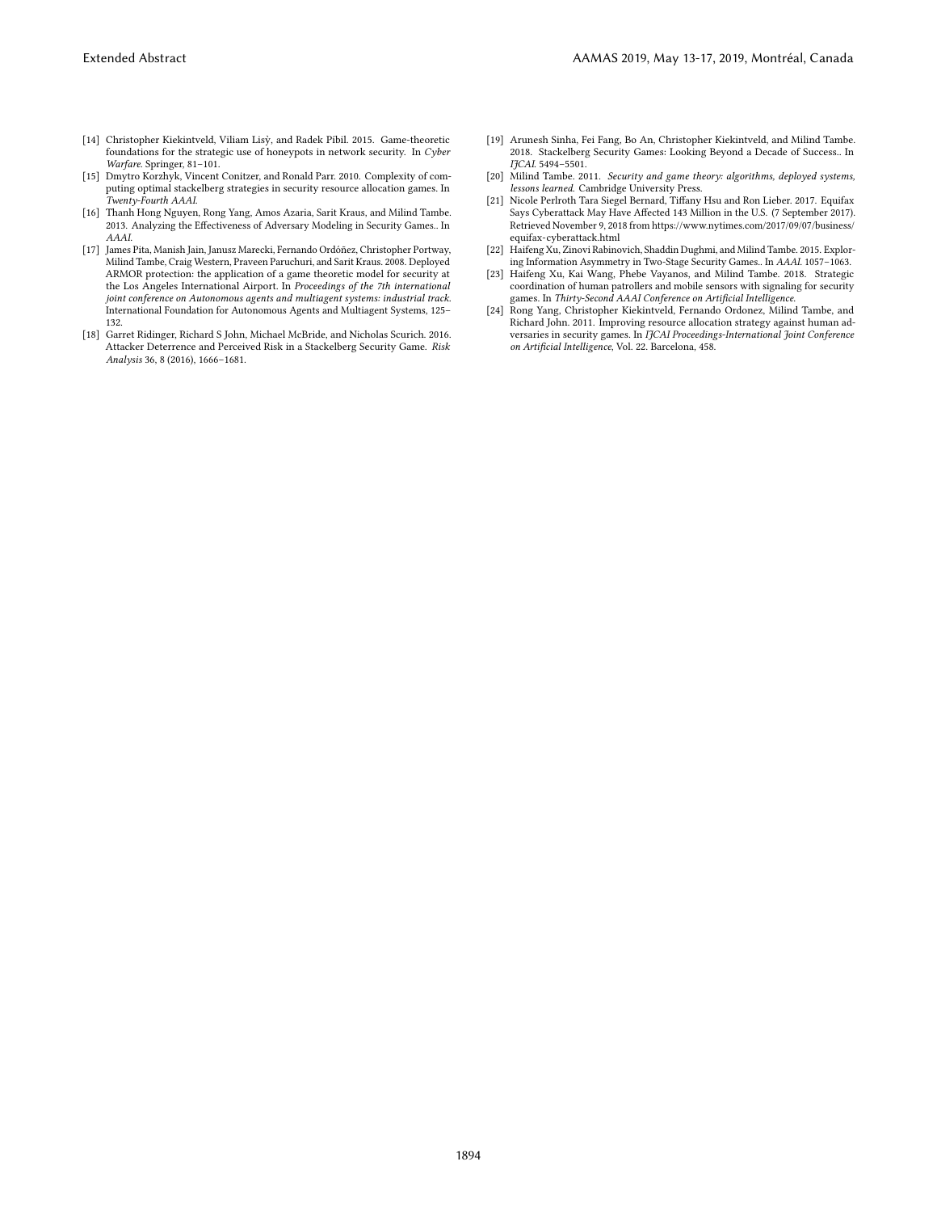[14] Christopher Kiekintveld, Viliam Lisỳ, and Radek Píbil. 2015. Game-theoretic foundations for the strategic use of honeypots in network security. In *Cyber Warfare*. Springer, 81–101.

[15] Dmytro Korzhyk, Vincent Conitzer, and Ronald Parr. 2010. Complexity of computing optimal stackelberg strategies in security resource allocation games. In *Twenty-Fourth AAAI*.

[16] Thanh Hong Nguyen, Rong Yang, Amos Azaria, Sarit Kraus, and Milind Tambe. 2013. Analyzing the Effectiveness of Adversary Modeling in Security Games.. In *AAAI*.

[17] James Pita, Manish Jain, Janusz Marecki, Fernando Ordóñez, Christopher Portway, Milind Tambe, Craig Western, Praveen Paruchuri, and Sarit Kraus. 2008. Deployed ARMOR protection: the application of a game theoretic model for security at the Los Angeles International Airport. In *Proceedings of the 7th international joint conference on Autonomous agents and multiagent systems: industrial track*. International Foundation for Autonomous Agents and Multiagent Systems, 125–132.

[18] Garret Ridinger, Richard S John, Michael McBride, and Nicholas Scurich. 2016. Attacker Deterrence and Perceived Risk in a Stackelberg Security Game. *Risk Analysis* 36, 8 (2016), 1666–1681.

[19] Arunesh Sinha, Fei Fang, Bo An, Christopher Kiekintveld, and Milind Tambe. 2018. Stackelberg Security Games: Looking Beyond a Decade of Success.. In *IJCAI*. 5494–5501.

[20] Milind Tambe. 2011. *Security and game theory: algorithms, deployed systems, lessons learned*. Cambridge University Press.

[21] Nicole Perlroth Tara Siegel Bernard, Tiffany Hsu and Ron Lieber. 2017. Equifax Says Cyberattack May Have Affected 143 Million in the U.S. (7 September 2017). Retrieved November 9, 2018 from https://www.nytimes.com/2017/09/07/business/equifax-cyberattack.html

[22] Haifeng Xu, Zinovi Rabinovich, Shaddin Dughmi, and Milind Tambe. 2015. Exploring Information Asymmetry in Two-Stage Security Games.. In *AAAI*. 1057–1063.

[23] Haifeng Xu, Kai Wang, Phebe Vayanos, and Milind Tambe. 2018. Strategic coordination of human patrollers and mobile sensors with signaling for security games. In *Thirty-Second AAAI Conference on Artificial Intelligence*.

[24] Rong Yang, Christopher Kiekintveld, Fernando Ordonez, Milind Tambe, and Richard John. 2011. Improving resource allocation strategy against human adversaries in security games. In *IJCAI Proceedings-International Joint Conference on Artificial Intelligence*, Vol. 22. Barcelona, 458.